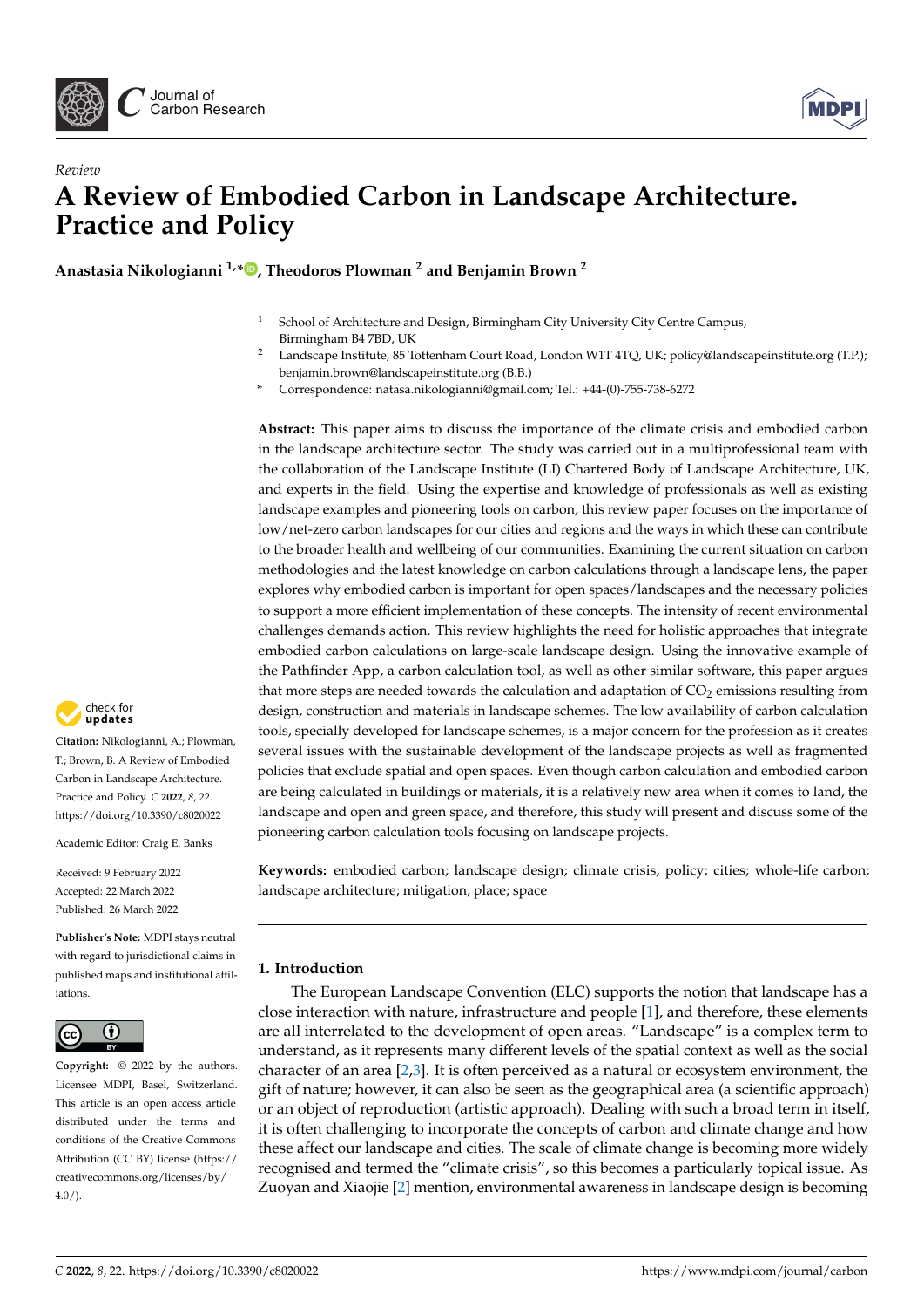*Review*

# A Review of Embodied Carbon in Landscape Architecture. Practice and Policy

**Anastasia Nikologianni [1,*], Theodoros Plowman [2] and Benjamin Brown [2]**

[1] School of Architecture and Design, Birmingham City University City Centre Campus, Birmingham B4 7BD, UK

[2] Landscape Institute, 85 Tottenham Court Road, London W1T 4TQ, UK; policy@landscapeinstitute.org (T.P.); benjamin.brown@landscapeinstitute.org (B.B.)

[*] Correspondence: natasa.nikologianni@gmail.com; Tel.: +44-(0)-755-738-6272

**Abstract:** This paper aims to discuss the importance of the climate crisis and embodied carbon in the landscape architecture sector. The study was carried out in a multiprofessional team with the collaboration of the Landscape Institute (LI) Chartered Body of Landscape Architecture, UK, and experts in the field. Using the expertise and knowledge of professionals as well as existing landscape examples and pioneering tools on carbon, this review paper focuses on the importance of low/net-zero carbon landscapes for our cities and regions and the ways in which these can contribute to the broader health and wellbeing of our communities. Examining the current situation on carbon methodologies and the latest knowledge on carbon calculations through a landscape lens, the paper explores why embodied carbon is important for open spaces/landscapes and the necessary policies to support a more efficient implementation of these concepts. The intensity of recent environmental challenges demands action. This review highlights the need for holistic approaches that integrate embodied carbon calculations on large-scale landscape design. Using the innovative example of the Pathfinder App, a carbon calculation tool, as well as other similar software, this paper argues that more steps are needed towards the calculation and adaptation of $CO_2$ emissions resulting from design, construction and materials in landscape schemes. The low availability of carbon calculation tools, specially developed for landscape schemes, is a major concern for the profession as it creates several issues with the sustainable development of the landscape projects as well as fragmented policies that exclude spatial and open spaces. Even though carbon calculation and embodied carbon are being calculated in buildings or materials, it is a relatively new area when it comes to land, the landscape and open and green space, and therefore, this study will present and discuss some of the pioneering carbon calculation tools focusing on landscape projects.

**Keywords:** embodied carbon; landscape design; climate crisis; policy; cities; whole-life carbon; landscape architecture; mitigation; place; space

**Citation:** Nikologianni, A.; Plowman, T.; Brown, B. A Review of Embodied Carbon in Landscape Architecture. Practice and Policy. *C* **2022**, *8*, 22. https://doi.org/10.3390/c8020022

Academic Editor: Craig E. Banks

Received: 9 February 2022
Accepted: 22 March 2022
Published: 26 March 2022

**Publisher's Note:** MDPI stays neutral with regard to jurisdictional claims in published maps and institutional affiliations.

**Copyright:** © 2022 by the authors. Licensee MDPI, Basel, Switzerland. This article is an open access article distributed under the terms and conditions of the Creative Commons Attribution (CC BY) license (https://creativecommons.org/licenses/by/4.0/).

## 1. Introduction

The European Landscape Convention (ELC) supports the notion that landscape has a close interaction with nature, infrastructure and people [1], and therefore, these elements are all interrelated to the development of open areas. "Landscape" is a complex term to understand, as it represents many different levels of the spatial context as well as the social character of an area [2,3]. It is often perceived as a natural or ecosystem environment, the gift of nature; however, it can also be seen as the geographical area (a scientific approach) or an object of reproduction (artistic approach). Dealing with such a broad term in itself, it is often challenging to incorporate the concepts of carbon and climate change and how these affect our landscape and cities. The scale of climate change is becoming more widely recognised and termed the "climate crisis", so this becomes a particularly topical issue. As Zuoyan and Xiaojie [2] mention, environmental awareness in landscape design is becoming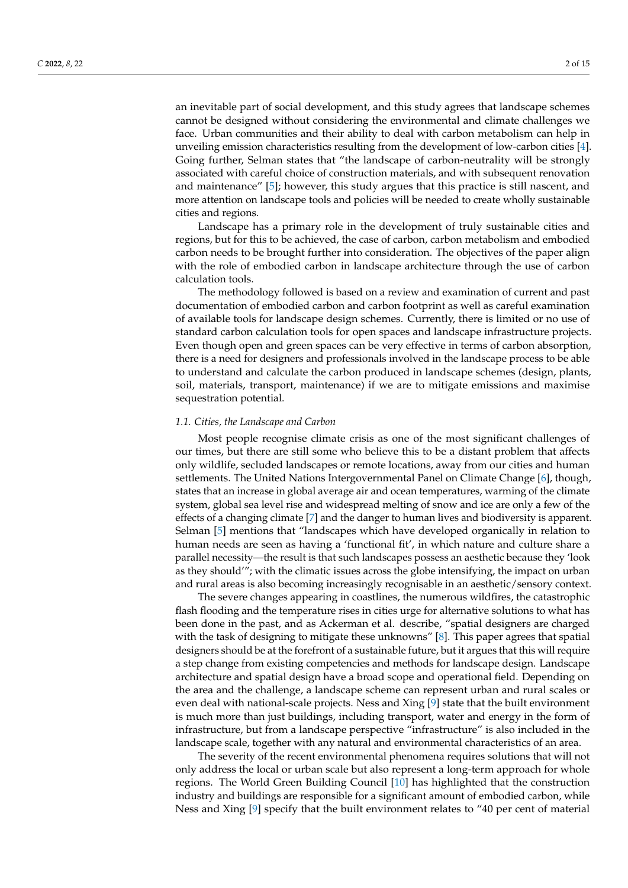an inevitable part of social development, and this study agrees that landscape schemes cannot be designed without considering the environmental and climate challenges we face. Urban communities and their ability to deal with carbon metabolism can help in unveiling emission characteristics resulting from the development of low-carbon cities [4]. Going further, Selman states that "the landscape of carbon-neutrality will be strongly associated with careful choice of construction materials, and with subsequent renovation and maintenance" [5]; however, this study argues that this practice is still nascent, and more attention on landscape tools and policies will be needed to create wholly sustainable cities and regions.

Landscape has a primary role in the development of truly sustainable cities and regions, but for this to be achieved, the case of carbon, carbon metabolism and embodied carbon needs to be brought further into consideration. The objectives of the paper align with the role of embodied carbon in landscape architecture through the use of carbon calculation tools.

The methodology followed is based on a review and examination of current and past documentation of embodied carbon and carbon footprint as well as careful examination of available tools for landscape design schemes. Currently, there is limited or no use of standard carbon calculation tools for open spaces and landscape infrastructure projects. Even though open and green spaces can be very effective in terms of carbon absorption, there is a need for designers and professionals involved in the landscape process to be able to understand and calculate the carbon produced in landscape schemes (design, plants, soil, materials, transport, maintenance) if we are to mitigate emissions and maximise sequestration potential.

### 1.1. Cities, the Landscape and Carbon

Most people recognise climate crisis as one of the most significant challenges of our times, but there are still some who believe this to be a distant problem that affects only wildlife, secluded landscapes or remote locations, away from our cities and human settlements. The United Nations Intergovernmental Panel on Climate Change [6], though, states that an increase in global average air and ocean temperatures, warming of the climate system, global sea level rise and widespread melting of snow and ice are only a few of the effects of a changing climate [7] and the danger to human lives and biodiversity is apparent. Selman [5] mentions that "landscapes which have developed organically in relation to human needs are seen as having a 'functional fit', in which nature and culture share a parallel necessity—the result is that such landscapes possess an aesthetic because they 'look as they should'"; with the climatic issues across the globe intensifying, the impact on urban and rural areas is also becoming increasingly recognisable in an aesthetic/sensory context.

The severe changes appearing in coastlines, the numerous wildfires, the catastrophic flash flooding and the temperature rises in cities urge for alternative solutions to what has been done in the past, and as Ackerman et al. describe, "spatial designers are charged with the task of designing to mitigate these unknowns" [8]. This paper agrees that spatial designers should be at the forefront of a sustainable future, but it argues that this will require a step change from existing competencies and methods for landscape design. Landscape architecture and spatial design have a broad scope and operational field. Depending on the area and the challenge, a landscape scheme can represent urban and rural scales or even deal with national-scale projects. Ness and Xing [9] state that the built environment is much more than just buildings, including transport, water and energy in the form of infrastructure, but from a landscape perspective "infrastructure" is also included in the landscape scale, together with any natural and environmental characteristics of an area.

The severity of the recent environmental phenomena requires solutions that will not only address the local or urban scale but also represent a long-term approach for whole regions. The World Green Building Council [10] has highlighted that the construction industry and buildings are responsible for a significant amount of embodied carbon, while Ness and Xing [9] specify that the built environment relates to "40 per cent of material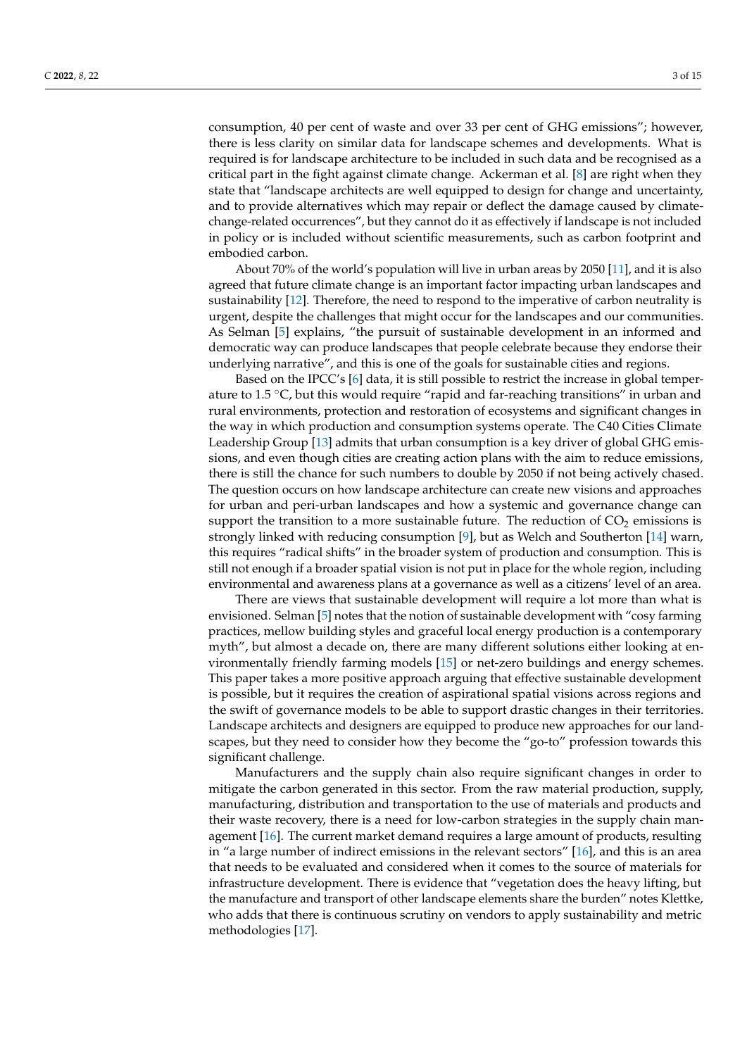consumption, 40 per cent of waste and over 33 per cent of GHG emissions"; however, there is less clarity on similar data for landscape schemes and developments. What is required is for landscape architecture to be included in such data and be recognised as a critical part in the fight against climate change. Ackerman et al. [8] are right when they state that "landscape architects are well equipped to design for change and uncertainty, and to provide alternatives which may repair or deflect the damage caused by climate-change-related occurrences", but they cannot do it as effectively if landscape is not included in policy or is included without scientific measurements, such as carbon footprint and embodied carbon.

About 70% of the world's population will live in urban areas by 2050 [11], and it is also agreed that future climate change is an important factor impacting urban landscapes and sustainability [12]. Therefore, the need to respond to the imperative of carbon neutrality is urgent, despite the challenges that might occur for the landscapes and our communities. As Selman [5] explains, "the pursuit of sustainable development in an informed and democratic way can produce landscapes that people celebrate because they endorse their underlying narrative", and this is one of the goals for sustainable cities and regions.

Based on the IPCC's [6] data, it is still possible to restrict the increase in global temperature to 1.5 °C, but this would require "rapid and far-reaching transitions" in urban and rural environments, protection and restoration of ecosystems and significant changes in the way in which production and consumption systems operate. The C40 Cities Climate Leadership Group [13] admits that urban consumption is a key driver of global GHG emissions, and even though cities are creating action plans with the aim to reduce emissions, there is still the chance for such numbers to double by 2050 if not being actively chased. The question occurs on how landscape architecture can create new visions and approaches for urban and peri-urban landscapes and how a systemic and governance change can support the transition to a more sustainable future. The reduction of $CO_2$ emissions is strongly linked with reducing consumption [9], but as Welch and Southerton [14] warn, this requires "radical shifts" in the broader system of production and consumption. This is still not enough if a broader spatial vision is not put in place for the whole region, including environmental and awareness plans at a governance as well as a citizens' level of an area.

There are views that sustainable development will require a lot more than what is envisioned. Selman [5] notes that the notion of sustainable development with "cosy farming practices, mellow building styles and graceful local energy production is a contemporary myth", but almost a decade on, there are many different solutions either looking at environmentally friendly farming models [15] or net-zero buildings and energy schemes. This paper takes a more positive approach arguing that effective sustainable development is possible, but it requires the creation of aspirational spatial visions across regions and the swift of governance models to be able to support drastic changes in their territories. Landscape architects and designers are equipped to produce new approaches for our landscapes, but they need to consider how they become the "go-to" profession towards this significant challenge.

Manufacturers and the supply chain also require significant changes in order to mitigate the carbon generated in this sector. From the raw material production, supply, manufacturing, distribution and transportation to the use of materials and products and their waste recovery, there is a need for low-carbon strategies in the supply chain management [16]. The current market demand requires a large amount of products, resulting in "a large number of indirect emissions in the relevant sectors" [16], and this is an area that needs to be evaluated and considered when it comes to the source of materials for infrastructure development. There is evidence that "vegetation does the heavy lifting, but the manufacture and transport of other landscape elements share the burden" notes Klettke, who adds that there is continuous scrutiny on vendors to apply sustainability and metric methodologies [17].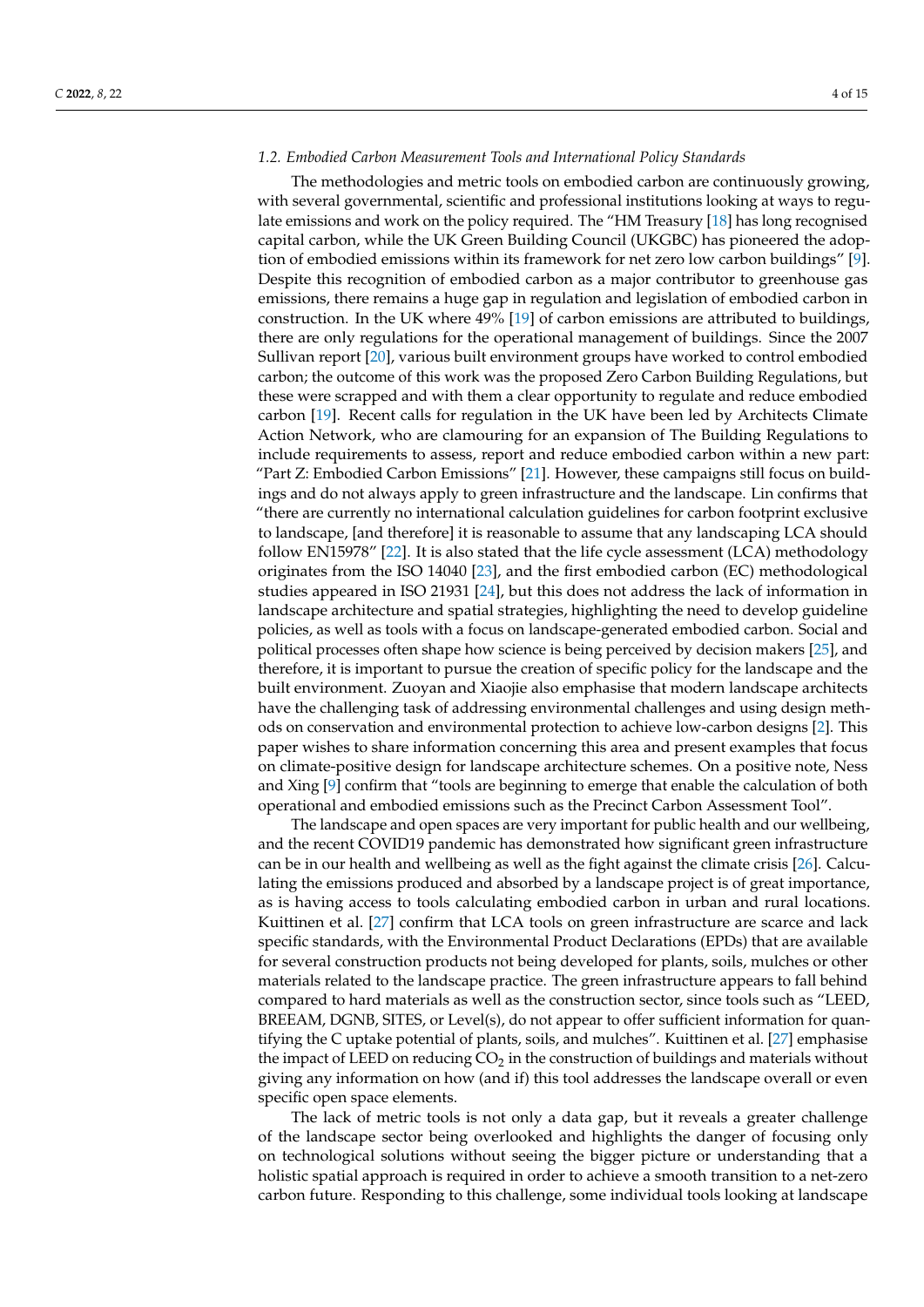### 1.2. Embodied Carbon Measurement Tools and International Policy Standards

The methodologies and metric tools on embodied carbon are continuously growing, with several governmental, scientific and professional institutions looking at ways to regulate emissions and work on the policy required. The "HM Treasury [18] has long recognised capital carbon, while the UK Green Building Council (UKGBC) has pioneered the adoption of embodied emissions within its framework for net zero low carbon buildings" [9]. Despite this recognition of embodied carbon as a major contributor to greenhouse gas emissions, there remains a huge gap in regulation and legislation of embodied carbon in construction. In the UK where 49% [19] of carbon emissions are attributed to buildings, there are only regulations for the operational management of buildings. Since the 2007 Sullivan report [20], various built environment groups have worked to control embodied carbon; the outcome of this work was the proposed Zero Carbon Building Regulations, but these were scrapped and with them a clear opportunity to regulate and reduce embodied carbon [19]. Recent calls for regulation in the UK have been led by Architects Climate Action Network, who are clamouring for an expansion of The Building Regulations to include requirements to assess, report and reduce embodied carbon within a new part: "Part Z: Embodied Carbon Emissions" [21]. However, these campaigns still focus on buildings and do not always apply to green infrastructure and the landscape. Lin confirms that "there are currently no international calculation guidelines for carbon footprint exclusive to landscape, [and therefore] it is reasonable to assume that any landscaping LCA should follow EN15978" [22]. It is also stated that the life cycle assessment (LCA) methodology originates from the ISO 14040 [23], and the first embodied carbon (EC) methodological studies appeared in ISO 21931 [24], but this does not address the lack of information in landscape architecture and spatial strategies, highlighting the need to develop guideline policies, as well as tools with a focus on landscape-generated embodied carbon. Social and political processes often shape how science is being perceived by decision makers [25], and therefore, it is important to pursue the creation of specific policy for the landscape and the built environment. Zuoyan and Xiaojie also emphasise that modern landscape architects have the challenging task of addressing environmental challenges and using design methods on conservation and environmental protection to achieve low-carbon designs [2]. This paper wishes to share information concerning this area and present examples that focus on climate-positive design for landscape architecture schemes. On a positive note, Ness and Xing [9] confirm that "tools are beginning to emerge that enable the calculation of both operational and embodied emissions such as the Precinct Carbon Assessment Tool".

The landscape and open spaces are very important for public health and our wellbeing, and the recent COVID19 pandemic has demonstrated how significant green infrastructure can be in our health and wellbeing as well as the fight against the climate crisis [26]. Calculating the emissions produced and absorbed by a landscape project is of great importance, as is having access to tools calculating embodied carbon in urban and rural locations. Kuittinen et al. [27] confirm that LCA tools on green infrastructure are scarce and lack specific standards, with the Environmental Product Declarations (EPDs) that are available for several construction products not being developed for plants, soils, mulches or other materials related to the landscape practice. The green infrastructure appears to fall behind compared to hard materials as well as the construction sector, since tools such as "LEED, BREEAM, DGNB, SITES, or Level(s), do not appear to offer sufficient information for quantifying the C uptake potential of plants, soils, and mulches". Kuittinen et al. [27] emphasise the impact of LEED on reducing $CO_2$ in the construction of buildings and materials without giving any information on how (and if) this tool addresses the landscape overall or even specific open space elements.

The lack of metric tools is not only a data gap, but it reveals a greater challenge of the landscape sector being overlooked and highlights the danger of focusing only on technological solutions without seeing the bigger picture or understanding that a holistic spatial approach is required in order to achieve a smooth transition to a net-zero carbon future. Responding to this challenge, some individual tools looking at landscape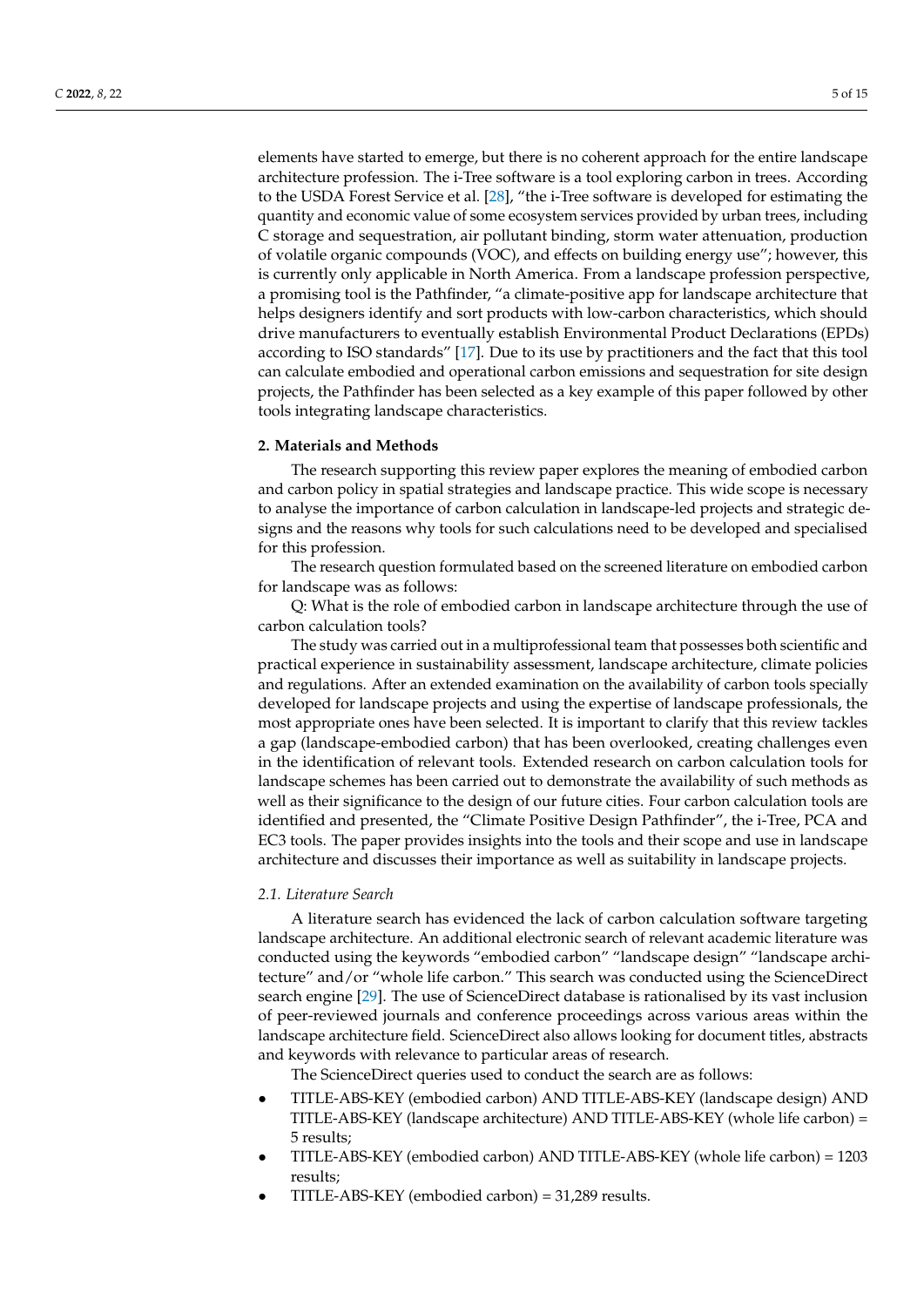elements have started to emerge, but there is no coherent approach for the entire landscape architecture profession. The i-Tree software is a tool exploring carbon in trees. According to the USDA Forest Service et al. [28], "the i-Tree software is developed for estimating the quantity and economic value of some ecosystem services provided by urban trees, including C storage and sequestration, air pollutant binding, storm water attenuation, production of volatile organic compounds (VOC), and effects on building energy use"; however, this is currently only applicable in North America. From a landscape profession perspective, a promising tool is the Pathfinder, "a climate-positive app for landscape architecture that helps designers identify and sort products with low-carbon characteristics, which should drive manufacturers to eventually establish Environmental Product Declarations (EPDs) according to ISO standards" [17]. Due to its use by practitioners and the fact that this tool can calculate embodied and operational carbon emissions and sequestration for site design projects, the Pathfinder has been selected as a key example of this paper followed by other tools integrating landscape characteristics.

## 2. Materials and Methods

The research supporting this review paper explores the meaning of embodied carbon and carbon policy in spatial strategies and landscape practice. This wide scope is necessary to analyse the importance of carbon calculation in landscape-led projects and strategic designs and the reasons why tools for such calculations need to be developed and specialised for this profession.

The research question formulated based on the screened literature on embodied carbon for landscape was as follows:

Q: What is the role of embodied carbon in landscape architecture through the use of carbon calculation tools?

The study was carried out in a multiprofessional team that possesses both scientific and practical experience in sustainability assessment, landscape architecture, climate policies and regulations. After an extended examination on the availability of carbon tools specially developed for landscape projects and using the expertise of landscape professionals, the most appropriate ones have been selected. It is important to clarify that this review tackles a gap (landscape-embodied carbon) that has been overlooked, creating challenges even in the identification of relevant tools. Extended research on carbon calculation tools for landscape schemes has been carried out to demonstrate the availability of such methods as well as their significance to the design of our future cities. Four carbon calculation tools are identified and presented, the "Climate Positive Design Pathfinder", the i-Tree, PCA and EC3 tools. The paper provides insights into the tools and their scope and use in landscape architecture and discusses their importance as well as suitability in landscape projects.

### 2.1. Literature Search

A literature search has evidenced the lack of carbon calculation software targeting landscape architecture. An additional electronic search of relevant academic literature was conducted using the keywords "embodied carbon" "landscape design" "landscape architecture" and/or "whole life carbon." This search was conducted using the ScienceDirect search engine [29]. The use of ScienceDirect database is rationalised by its vast inclusion of peer-reviewed journals and conference proceedings across various areas within the landscape architecture field. ScienceDirect also allows looking for document titles, abstracts and keywords with relevance to particular areas of research.

The ScienceDirect queries used to conduct the search are as follows:

- TITLE-ABS-KEY (embodied carbon) AND TITLE-ABS-KEY (landscape design) AND TITLE-ABS-KEY (landscape architecture) AND TITLE-ABS-KEY (whole life carbon) = 5 results;
- TITLE-ABS-KEY (embodied carbon) AND TITLE-ABS-KEY (whole life carbon) = 1203 results;
- TITLE-ABS-KEY (embodied carbon) = 31,289 results.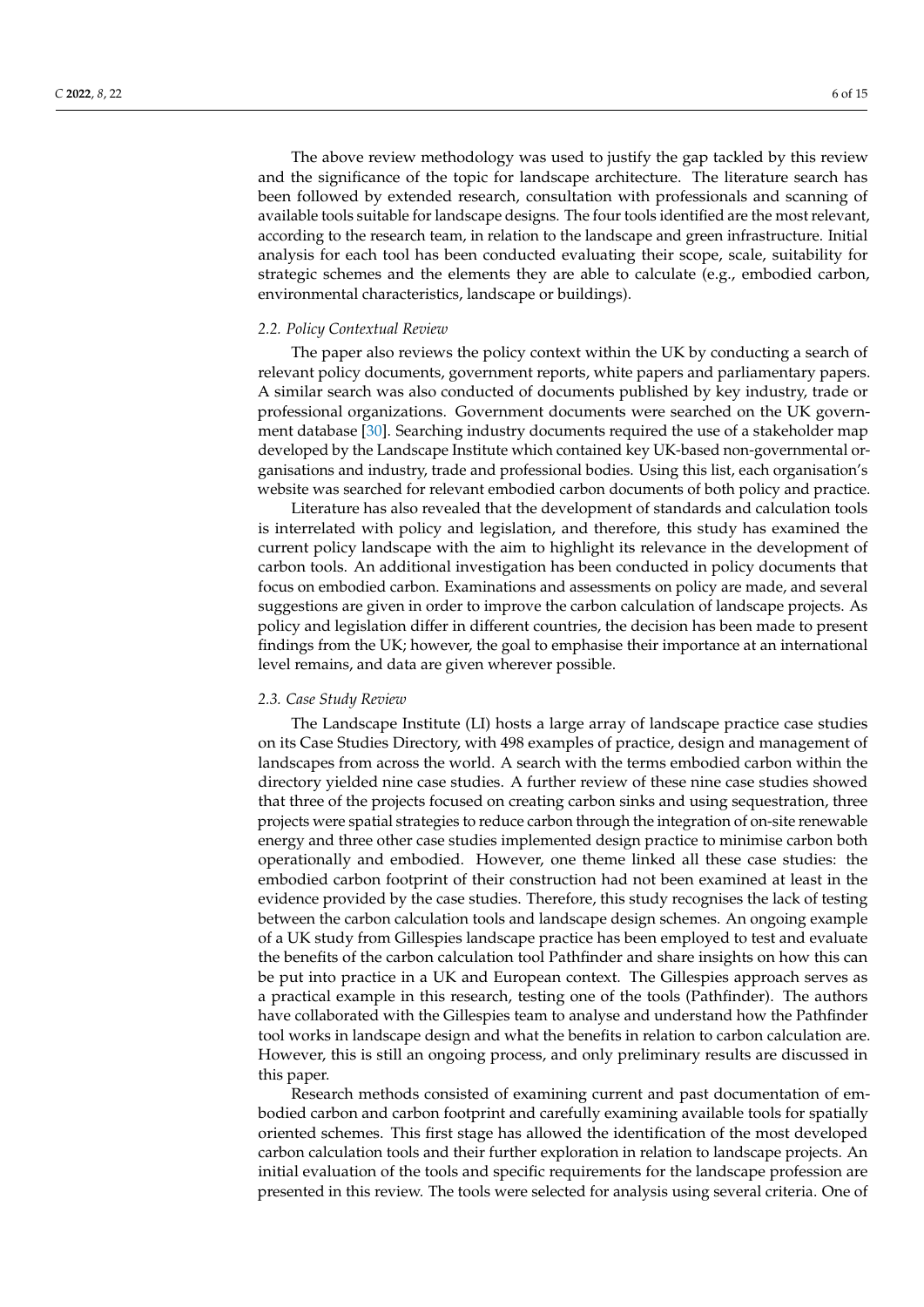The above review methodology was used to justify the gap tackled by this review and the significance of the topic for landscape architecture. The literature search has been followed by extended research, consultation with professionals and scanning of available tools suitable for landscape designs. The four tools identified are the most relevant, according to the research team, in relation to the landscape and green infrastructure. Initial analysis for each tool has been conducted evaluating their scope, scale, suitability for strategic schemes and the elements they are able to calculate (e.g., embodied carbon, environmental characteristics, landscape or buildings).

### *2.2. Policy Contextual Review*

The paper also reviews the policy context within the UK by conducting a search of relevant policy documents, government reports, white papers and parliamentary papers. A similar search was also conducted of documents published by key industry, trade or professional organizations. Government documents were searched on the UK government database [30]. Searching industry documents required the use of a stakeholder map developed by the Landscape Institute which contained key UK-based non-governmental organisations and industry, trade and professional bodies. Using this list, each organisation's website was searched for relevant embodied carbon documents of both policy and practice.

Literature has also revealed that the development of standards and calculation tools is interrelated with policy and legislation, and therefore, this study has examined the current policy landscape with the aim to highlight its relevance in the development of carbon tools. An additional investigation has been conducted in policy documents that focus on embodied carbon. Examinations and assessments on policy are made, and several suggestions are given in order to improve the carbon calculation of landscape projects. As policy and legislation differ in different countries, the decision has been made to present findings from the UK; however, the goal to emphasise their importance at an international level remains, and data are given wherever possible.

### *2.3. Case Study Review*

The Landscape Institute (LI) hosts a large array of landscape practice case studies on its Case Studies Directory, with 498 examples of practice, design and management of landscapes from across the world. A search with the terms embodied carbon within the directory yielded nine case studies. A further review of these nine case studies showed that three of the projects focused on creating carbon sinks and using sequestration, three projects were spatial strategies to reduce carbon through the integration of on-site renewable energy and three other case studies implemented design practice to minimise carbon both operationally and embodied. However, one theme linked all these case studies: the embodied carbon footprint of their construction had not been examined at least in the evidence provided by the case studies. Therefore, this study recognises the lack of testing between the carbon calculation tools and landscape design schemes. An ongoing example of a UK study from Gillespies landscape practice has been employed to test and evaluate the benefits of the carbon calculation tool Pathfinder and share insights on how this can be put into practice in a UK and European context. The Gillespies approach serves as a practical example in this research, testing one of the tools (Pathfinder). The authors have collaborated with the Gillespies team to analyse and understand how the Pathfinder tool works in landscape design and what the benefits in relation to carbon calculation are. However, this is still an ongoing process, and only preliminary results are discussed in this paper.

Research methods consisted of examining current and past documentation of embodied carbon and carbon footprint and carefully examining available tools for spatially oriented schemes. This first stage has allowed the identification of the most developed carbon calculation tools and their further exploration in relation to landscape projects. An initial evaluation of the tools and specific requirements for the landscape profession are presented in this review. The tools were selected for analysis using several criteria. One of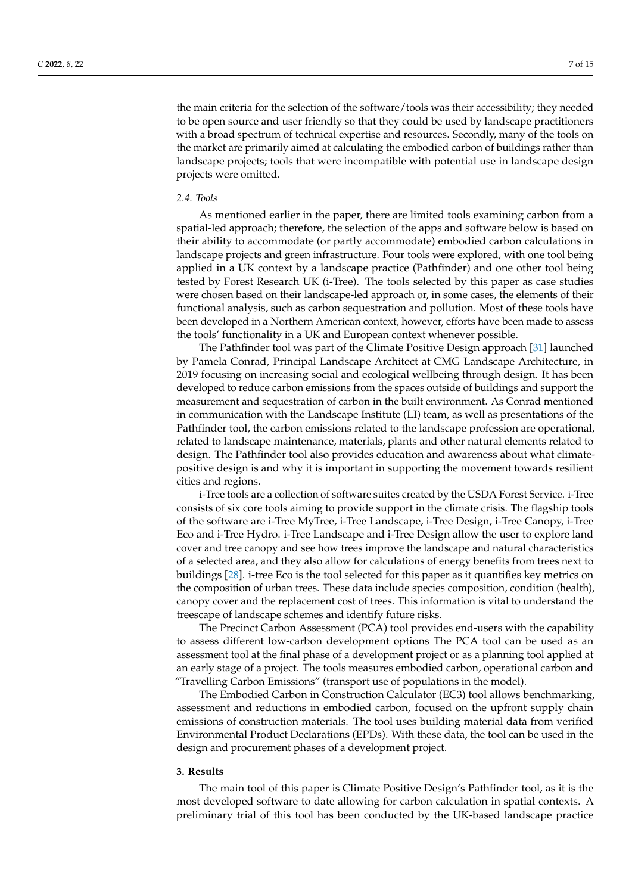the main criteria for the selection of the software/tools was their accessibility; they needed to be open source and user friendly so that they could be used by landscape practitioners with a broad spectrum of technical expertise and resources. Secondly, many of the tools on the market are primarily aimed at calculating the embodied carbon of buildings rather than landscape projects; tools that were incompatible with potential use in landscape design projects were omitted.

### *2.4. Tools*

As mentioned earlier in the paper, there are limited tools examining carbon from a spatial-led approach; therefore, the selection of the apps and software below is based on their ability to accommodate (or partly accommodate) embodied carbon calculations in landscape projects and green infrastructure. Four tools were explored, with one tool being applied in a UK context by a landscape practice (Pathfinder) and one other tool being tested by Forest Research UK (i-Tree). The tools selected by this paper as case studies were chosen based on their landscape-led approach or, in some cases, the elements of their functional analysis, such as carbon sequestration and pollution. Most of these tools have been developed in a Northern American context, however, efforts have been made to assess the tools' functionality in a UK and European context whenever possible.

The Pathfinder tool was part of the Climate Positive Design approach [31] launched by Pamela Conrad, Principal Landscape Architect at CMG Landscape Architecture, in 2019 focusing on increasing social and ecological wellbeing through design. It has been developed to reduce carbon emissions from the spaces outside of buildings and support the measurement and sequestration of carbon in the built environment. As Conrad mentioned in communication with the Landscape Institute (LI) team, as well as presentations of the Pathfinder tool, the carbon emissions related to the landscape profession are operational, related to landscape maintenance, materials, plants and other natural elements related to design. The Pathfinder tool also provides education and awareness about what climate-positive design is and why it is important in supporting the movement towards resilient cities and regions.

i-Tree tools are a collection of software suites created by the USDA Forest Service. i-Tree consists of six core tools aiming to provide support in the climate crisis. The flagship tools of the software are i-Tree MyTree, i-Tree Landscape, i-Tree Design, i-Tree Canopy, i-Tree Eco and i-Tree Hydro. i-Tree Landscape and i-Tree Design allow the user to explore land cover and tree canopy and see how trees improve the landscape and natural characteristics of a selected area, and they also allow for calculations of energy benefits from trees next to buildings [28]. i-tree Eco is the tool selected for this paper as it quantifies key metrics on the composition of urban trees. These data include species composition, condition (health), canopy cover and the replacement cost of trees. This information is vital to understand the treescape of landscape schemes and identify future risks.

The Precinct Carbon Assessment (PCA) tool provides end-users with the capability to assess different low-carbon development options The PCA tool can be used as an assessment tool at the final phase of a development project or as a planning tool applied at an early stage of a project. The tools measures embodied carbon, operational carbon and "Travelling Carbon Emissions" (transport use of populations in the model).

The Embodied Carbon in Construction Calculator (EC3) tool allows benchmarking, assessment and reductions in embodied carbon, focused on the upfront supply chain emissions of construction materials. The tool uses building material data from verified Environmental Product Declarations (EPDs). With these data, the tool can be used in the design and procurement phases of a development project.

## **3. Results**

The main tool of this paper is Climate Positive Design's Pathfinder tool, as it is the most developed software to date allowing for carbon calculation in spatial contexts. A preliminary trial of this tool has been conducted by the UK-based landscape practice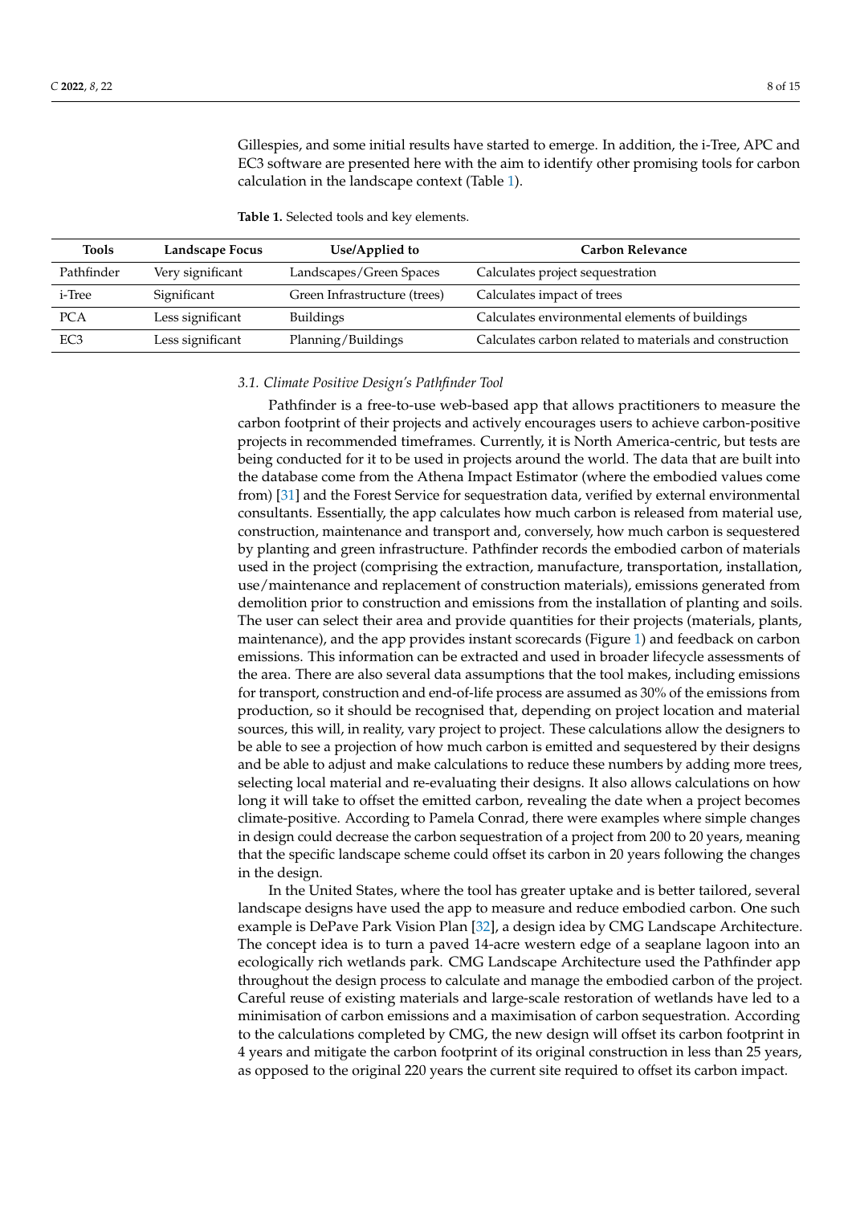Gillespies, and some initial results have started to emerge. In addition, the i-Tree, APC and EC3 software are presented here with the aim to identify other promising tools for carbon calculation in the landscape context (Table 1).

**Table 1.** Selected tools and key elements.

| Tools | Landscape Focus | Use/Applied to | Carbon Relevance |
|---|---|---|---|
| Pathfinder | Very significant | Landscapes/Green Spaces | Calculates project sequestration |
| i-Tree | Significant | Green Infrastructure (trees) | Calculates impact of trees |
| PCA | Less significant | Buildings | Calculates environmental elements of buildings |
| EC3 | Less significant | Planning/Buildings | Calculates carbon related to materials and construction |

### *3.1. Climate Positive Design's Pathfinder Tool*

Pathfinder is a free-to-use web-based app that allows practitioners to measure the carbon footprint of their projects and actively encourages users to achieve carbon-positive projects in recommended timeframes. Currently, it is North America-centric, but tests are being conducted for it to be used in projects around the world. The data that are built into the database come from the Athena Impact Estimator (where the embodied values come from) [31] and the Forest Service for sequestration data, verified by external environmental consultants. Essentially, the app calculates how much carbon is released from material use, construction, maintenance and transport and, conversely, how much carbon is sequestered by planting and green infrastructure. Pathfinder records the embodied carbon of materials used in the project (comprising the extraction, manufacture, transportation, installation, use/maintenance and replacement of construction materials), emissions generated from demolition prior to construction and emissions from the installation of planting and soils. The user can select their area and provide quantities for their projects (materials, plants, maintenance), and the app provides instant scorecards (Figure 1) and feedback on carbon emissions. This information can be extracted and used in broader lifecycle assessments of the area. There are also several data assumptions that the tool makes, including emissions for transport, construction and end-of-life process are assumed as 30% of the emissions from production, so it should be recognised that, depending on project location and material sources, this will, in reality, vary project to project. These calculations allow the designers to be able to see a projection of how much carbon is emitted and sequestered by their designs and be able to adjust and make calculations to reduce these numbers by adding more trees, selecting local material and re-evaluating their designs. It also allows calculations on how long it will take to offset the emitted carbon, revealing the date when a project becomes climate-positive. According to Pamela Conrad, there were examples where simple changes in design could decrease the carbon sequestration of a project from 200 to 20 years, meaning that the specific landscape scheme could offset its carbon in 20 years following the changes in the design.

In the United States, where the tool has greater uptake and is better tailored, several landscape designs have used the app to measure and reduce embodied carbon. One such example is DePave Park Vision Plan [32], a design idea by CMG Landscape Architecture. The concept idea is to turn a paved 14-acre western edge of a seaplane lagoon into an ecologically rich wetlands park. CMG Landscape Architecture used the Pathfinder app throughout the design process to calculate and manage the embodied carbon of the project. Careful reuse of existing materials and large-scale restoration of wetlands have led to a minimisation of carbon emissions and a maximisation of carbon sequestration. According to the calculations completed by CMG, the new design will offset its carbon footprint in 4 years and mitigate the carbon footprint of its original construction in less than 25 years, as opposed to the original 220 years the current site required to offset its carbon impact.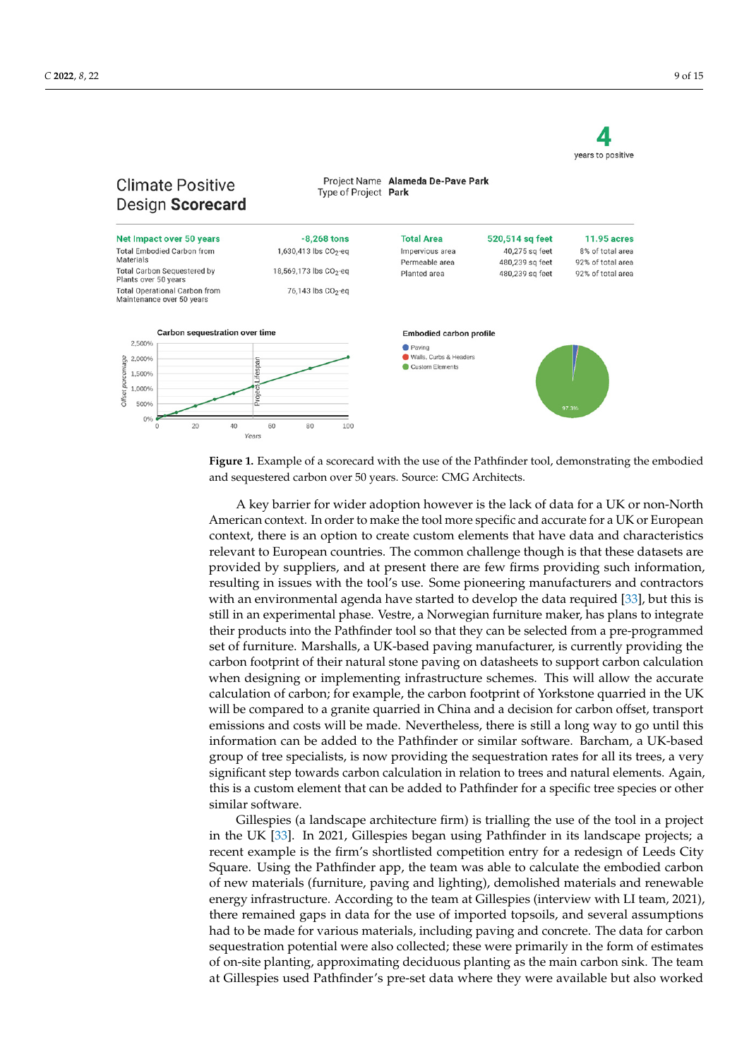4
years to positive

Climate Positive Design **Scorecard**

Project Name **Alameda De-Pave Park**
Type of Project **Park**

| Net Impact over 50 years | -8,268 tons |
|---|---|
| Total Embodied Carbon from Materials | 1,630,413 lbs $CO_2$-eq |
| Total Carbon Sequestered by Plants over 50 years | 18,569,173 lbs $CO_2$-eq |
| Total Operational Carbon from Maintenance over 50 years | 76,143 lbs $CO_2$-eq |

| Total Area | 520,514 sq feet | 11.95 acres |
|---|---|---|
| Impervious area | 40,275 sq feet | 8% of total area |
| Permeable area | 480,239 sq feet | 92% of total area |
| Planted area | 480,239 sq feet | 92% of total area |

Carbon sequestration over time

Embodied carbon profile

**Figure 1.** Example of a scorecard with the use of the Pathfinder tool, demonstrating the embodied and sequestered carbon over 50 years. Source: CMG Architects.

A key barrier for wider adoption however is the lack of data for a UK or non-North American context. In order to make the tool more specific and accurate for a UK or European context, there is an option to create custom elements that have data and characteristics relevant to European countries. The common challenge though is that these datasets are provided by suppliers, and at present there are few firms providing such information, resulting in issues with the tool's use. Some pioneering manufacturers and contractors with an environmental agenda have started to develop the data required [33], but this is still in an experimental phase. Vestre, a Norwegian furniture maker, has plans to integrate their products into the Pathfinder tool so that they can be selected from a pre-programmed set of furniture. Marshalls, a UK-based paving manufacturer, is currently providing the carbon footprint of their natural stone paving on datasheets to support carbon calculation when designing or implementing infrastructure schemes. This will allow the accurate calculation of carbon; for example, the carbon footprint of Yorkstone quarried in the UK will be compared to a granite quarried in China and a decision for carbon offset, transport emissions and costs will be made. Nevertheless, there is still a long way to go until this information can be added to the Pathfinder or similar software. Barcham, a UK-based group of tree specialists, is now providing the sequestration rates for all its trees, a very significant step towards carbon calculation in relation to trees and natural elements. Again, this is a custom element that can be added to Pathfinder for a specific tree species or other similar software.

Gillespies (a landscape architecture firm) is trialling the use of the tool in a project in the UK [33]. In 2021, Gillespies began using Pathfinder in its landscape projects; a recent example is the firm's shortlisted competition entry for a redesign of Leeds City Square. Using the Pathfinder app, the team was able to calculate the embodied carbon of new materials (furniture, paving and lighting), demolished materials and renewable energy infrastructure. According to the team at Gillespies (interview with LI team, 2021), there remained gaps in data for the use of imported topsoils, and several assumptions had to be made for various materials, including paving and concrete. The data for carbon sequestration potential were also collected; these were primarily in the form of estimates of on-site planting, approximating deciduous planting as the main carbon sink. The team at Gillespies used Pathfinder's pre-set data where they were available but also worked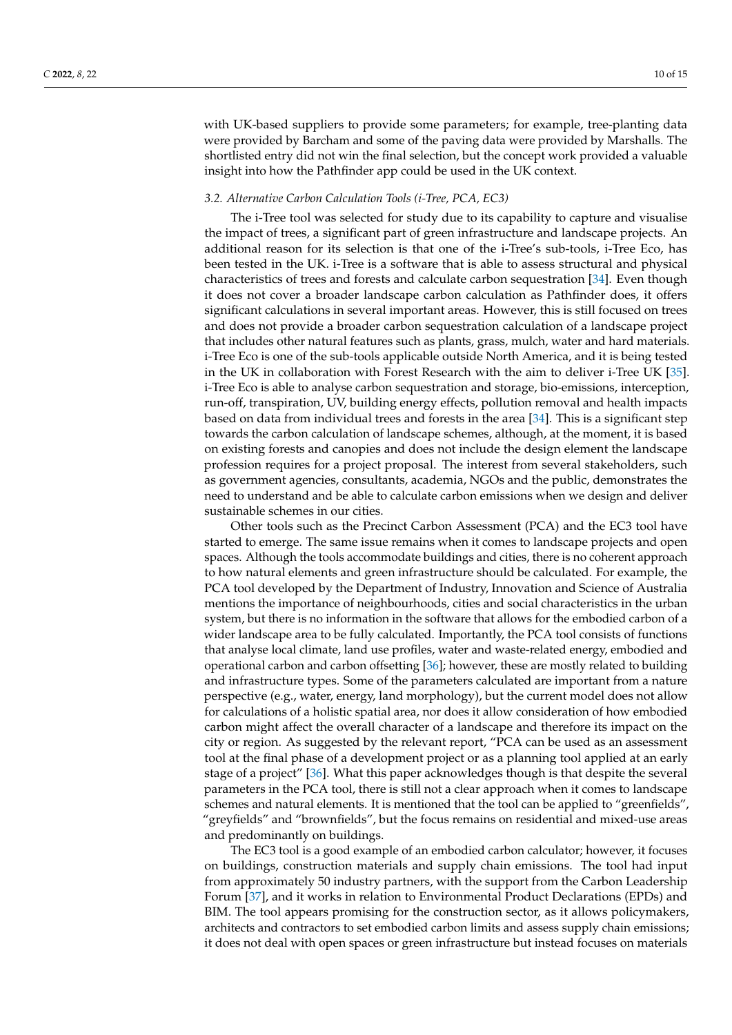with UK-based suppliers to provide some parameters; for example, tree-planting data were provided by Barcham and some of the paving data were provided by Marshalls. The shortlisted entry did not win the final selection, but the concept work provided a valuable insight into how the Pathfinder app could be used in the UK context.

### 3.2. Alternative Carbon Calculation Tools (i-Tree, PCA, EC3)

The i-Tree tool was selected for study due to its capability to capture and visualise the impact of trees, a significant part of green infrastructure and landscape projects. An additional reason for its selection is that one of the i-Tree's sub-tools, i-Tree Eco, has been tested in the UK. i-Tree is a software that is able to assess structural and physical characteristics of trees and forests and calculate carbon sequestration [34]. Even though it does not cover a broader landscape carbon calculation as Pathfinder does, it offers significant calculations in several important areas. However, this is still focused on trees and does not provide a broader carbon sequestration calculation of a landscape project that includes other natural features such as plants, grass, mulch, water and hard materials. i-Tree Eco is one of the sub-tools applicable outside North America, and it is being tested in the UK in collaboration with Forest Research with the aim to deliver i-Tree UK [35]. i-Tree Eco is able to analyse carbon sequestration and storage, bio-emissions, interception, run-off, transpiration, UV, building energy effects, pollution removal and health impacts based on data from individual trees and forests in the area [34]. This is a significant step towards the carbon calculation of landscape schemes, although, at the moment, it is based on existing forests and canopies and does not include the design element the landscape profession requires for a project proposal. The interest from several stakeholders, such as government agencies, consultants, academia, NGOs and the public, demonstrates the need to understand and be able to calculate carbon emissions when we design and deliver sustainable schemes in our cities.

Other tools such as the Precinct Carbon Assessment (PCA) and the EC3 tool have started to emerge. The same issue remains when it comes to landscape projects and open spaces. Although the tools accommodate buildings and cities, there is no coherent approach to how natural elements and green infrastructure should be calculated. For example, the PCA tool developed by the Department of Industry, Innovation and Science of Australia mentions the importance of neighbourhoods, cities and social characteristics in the urban system, but there is no information in the software that allows for the embodied carbon of a wider landscape area to be fully calculated. Importantly, the PCA tool consists of functions that analyse local climate, land use profiles, water and waste-related energy, embodied and operational carbon and carbon offsetting [36]; however, these are mostly related to building and infrastructure types. Some of the parameters calculated are important from a nature perspective (e.g., water, energy, land morphology), but the current model does not allow for calculations of a holistic spatial area, nor does it allow consideration of how embodied carbon might affect the overall character of a landscape and therefore its impact on the city or region. As suggested by the relevant report, "PCA can be used as an assessment tool at the final phase of a development project or as a planning tool applied at an early stage of a project" [36]. What this paper acknowledges though is that despite the several parameters in the PCA tool, there is still not a clear approach when it comes to landscape schemes and natural elements. It is mentioned that the tool can be applied to "greenfields", "greyfields" and "brownfields", but the focus remains on residential and mixed-use areas and predominantly on buildings.

The EC3 tool is a good example of an embodied carbon calculator; however, it focuses on buildings, construction materials and supply chain emissions. The tool had input from approximately 50 industry partners, with the support from the Carbon Leadership Forum [37], and it works in relation to Environmental Product Declarations (EPDs) and BIM. The tool appears promising for the construction sector, as it allows policymakers, architects and contractors to set embodied carbon limits and assess supply chain emissions; it does not deal with open spaces or green infrastructure but instead focuses on materials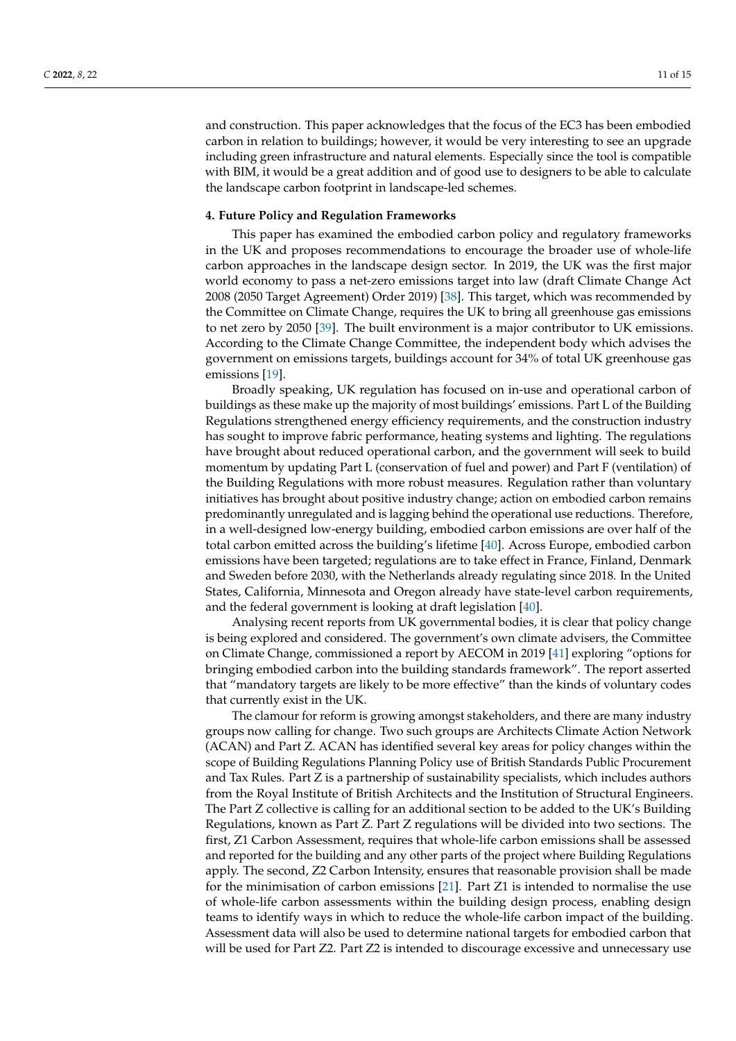and construction. This paper acknowledges that the focus of the EC3 has been embodied carbon in relation to buildings; however, it would be very interesting to see an upgrade including green infrastructure and natural elements. Especially since the tool is compatible with BIM, it would be a great addition and of good use to designers to be able to calculate the landscape carbon footprint in landscape-led schemes.

## 4. Future Policy and Regulation Frameworks

This paper has examined the embodied carbon policy and regulatory frameworks in the UK and proposes recommendations to encourage the broader use of whole-life carbon approaches in the landscape design sector. In 2019, the UK was the first major world economy to pass a net-zero emissions target into law (draft Climate Change Act 2008 (2050 Target Agreement) Order 2019) [38]. This target, which was recommended by the Committee on Climate Change, requires the UK to bring all greenhouse gas emissions to net zero by 2050 [39]. The built environment is a major contributor to UK emissions. According to the Climate Change Committee, the independent body which advises the government on emissions targets, buildings account for 34% of total UK greenhouse gas emissions [19].

Broadly speaking, UK regulation has focused on in-use and operational carbon of buildings as these make up the majority of most buildings' emissions. Part L of the Building Regulations strengthened energy efficiency requirements, and the construction industry has sought to improve fabric performance, heating systems and lighting. The regulations have brought about reduced operational carbon, and the government will seek to build momentum by updating Part L (conservation of fuel and power) and Part F (ventilation) of the Building Regulations with more robust measures. Regulation rather than voluntary initiatives has brought about positive industry change; action on embodied carbon remains predominantly unregulated and is lagging behind the operational use reductions. Therefore, in a well-designed low-energy building, embodied carbon emissions are over half of the total carbon emitted across the building's lifetime [40]. Across Europe, embodied carbon emissions have been targeted; regulations are to take effect in France, Finland, Denmark and Sweden before 2030, with the Netherlands already regulating since 2018. In the United States, California, Minnesota and Oregon already have state-level carbon requirements, and the federal government is looking at draft legislation [40].

Analysing recent reports from UK governmental bodies, it is clear that policy change is being explored and considered. The government's own climate advisers, the Committee on Climate Change, commissioned a report by AECOM in 2019 [41] exploring "options for bringing embodied carbon into the building standards framework". The report asserted that "mandatory targets are likely to be more effective" than the kinds of voluntary codes that currently exist in the UK.

The clamour for reform is growing amongst stakeholders, and there are many industry groups now calling for change. Two such groups are Architects Climate Action Network (ACAN) and Part Z. ACAN has identified several key areas for policy changes within the scope of Building Regulations Planning Policy use of British Standards Public Procurement and Tax Rules. Part Z is a partnership of sustainability specialists, which includes authors from the Royal Institute of British Architects and the Institution of Structural Engineers. The Part Z collective is calling for an additional section to be added to the UK's Building Regulations, known as Part Z. Part Z regulations will be divided into two sections. The first, Z1 Carbon Assessment, requires that whole-life carbon emissions shall be assessed and reported for the building and any other parts of the project where Building Regulations apply. The second, Z2 Carbon Intensity, ensures that reasonable provision shall be made for the minimisation of carbon emissions [21]. Part Z1 is intended to normalise the use of whole-life carbon assessments within the building design process, enabling design teams to identify ways in which to reduce the whole-life carbon impact of the building. Assessment data will also be used to determine national targets for embodied carbon that will be used for Part Z2. Part Z2 is intended to discourage excessive and unnecessary use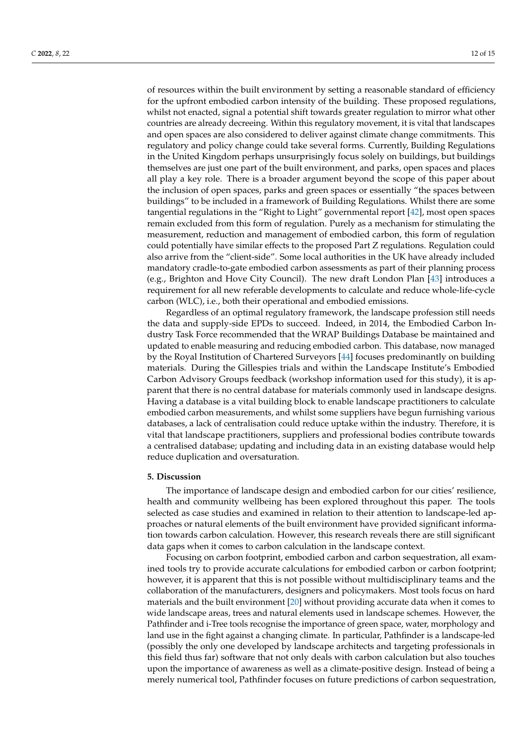of resources within the built environment by setting a reasonable standard of efficiency for the upfront embodied carbon intensity of the building. These proposed regulations, whilst not enacted, signal a potential shift towards greater regulation to mirror what other countries are already decreeing. Within this regulatory movement, it is vital that landscapes and open spaces are also considered to deliver against climate change commitments. This regulatory and policy change could take several forms. Currently, Building Regulations in the United Kingdom perhaps unsurprisingly focus solely on buildings, but buildings themselves are just one part of the built environment, and parks, open spaces and places all play a key role. There is a broader argument beyond the scope of this paper about the inclusion of open spaces, parks and green spaces or essentially "the spaces between buildings" to be included in a framework of Building Regulations. Whilst there are some tangential regulations in the "Right to Light" governmental report [42], most open spaces remain excluded from this form of regulation. Purely as a mechanism for stimulating the measurement, reduction and management of embodied carbon, this form of regulation could potentially have similar effects to the proposed Part Z regulations. Regulation could also arrive from the "client-side". Some local authorities in the UK have already included mandatory cradle-to-gate embodied carbon assessments as part of their planning process (e.g., Brighton and Hove City Council). The new draft London Plan [43] introduces a requirement for all new referable developments to calculate and reduce whole-life-cycle carbon (WLC), i.e., both their operational and embodied emissions.

Regardless of an optimal regulatory framework, the landscape profession still needs the data and supply-side EPDs to succeed. Indeed, in 2014, the Embodied Carbon Industry Task Force recommended that the WRAP Buildings Database be maintained and updated to enable measuring and reducing embodied carbon. This database, now managed by the Royal Institution of Chartered Surveyors [44] focuses predominantly on building materials. During the Gillespies trials and within the Landscape Institute's Embodied Carbon Advisory Groups feedback (workshop information used for this study), it is apparent that there is no central database for materials commonly used in landscape designs. Having a database is a vital building block to enable landscape practitioners to calculate embodied carbon measurements, and whilst some suppliers have begun furnishing various databases, a lack of centralisation could reduce uptake within the industry. Therefore, it is vital that landscape practitioners, suppliers and professional bodies contribute towards a centralised database; updating and including data in an existing database would help reduce duplication and oversaturation.

## 5. Discussion

The importance of landscape design and embodied carbon for our cities' resilience, health and community wellbeing has been explored throughout this paper. The tools selected as case studies and examined in relation to their attention to landscape-led approaches or natural elements of the built environment have provided significant information towards carbon calculation. However, this research reveals there are still significant data gaps when it comes to carbon calculation in the landscape context.

Focusing on carbon footprint, embodied carbon and carbon sequestration, all examined tools try to provide accurate calculations for embodied carbon or carbon footprint; however, it is apparent that this is not possible without multidisciplinary teams and the collaboration of the manufacturers, designers and policymakers. Most tools focus on hard materials and the built environment [20] without providing accurate data when it comes to wide landscape areas, trees and natural elements used in landscape schemes. However, the Pathfinder and i-Tree tools recognise the importance of green space, water, morphology and land use in the fight against a changing climate. In particular, Pathfinder is a landscape-led (possibly the only one developed by landscape architects and targeting professionals in this field thus far) software that not only deals with carbon calculation but also touches upon the importance of awareness as well as a climate-positive design. Instead of being a merely numerical tool, Pathfinder focuses on future predictions of carbon sequestration,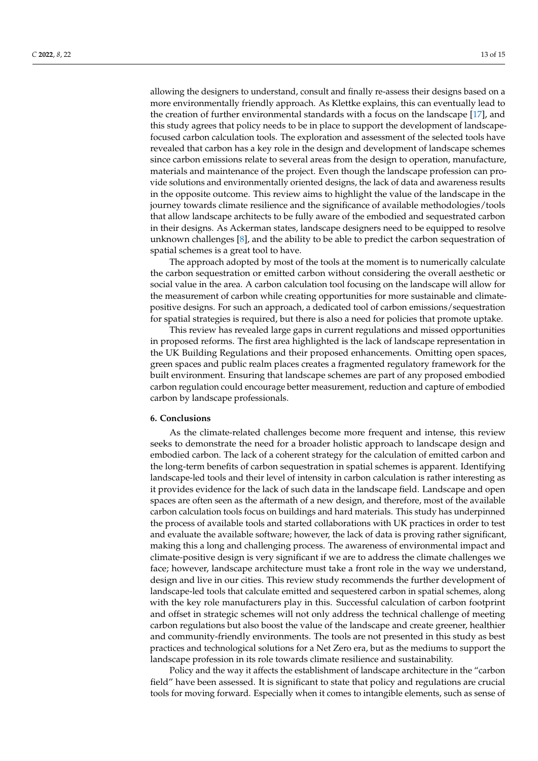allowing the designers to understand, consult and finally re-assess their designs based on a more environmentally friendly approach. As Klettke explains, this can eventually lead to the creation of further environmental standards with a focus on the landscape [17], and this study agrees that policy needs to be in place to support the development of landscape-focused carbon calculation tools. The exploration and assessment of the selected tools have revealed that carbon has a key role in the design and development of landscape schemes since carbon emissions relate to several areas from the design to operation, manufacture, materials and maintenance of the project. Even though the landscape profession can provide solutions and environmentally oriented designs, the lack of data and awareness results in the opposite outcome. This review aims to highlight the value of the landscape in the journey towards climate resilience and the significance of available methodologies/tools that allow landscape architects to be fully aware of the embodied and sequestrated carbon in their designs. As Ackerman states, landscape designers need to be equipped to resolve unknown challenges [8], and the ability to be able to predict the carbon sequestration of spatial schemes is a great tool to have.

The approach adopted by most of the tools at the moment is to numerically calculate the carbon sequestration or emitted carbon without considering the overall aesthetic or social value in the area. A carbon calculation tool focusing on the landscape will allow for the measurement of carbon while creating opportunities for more sustainable and climate-positive designs. For such an approach, a dedicated tool of carbon emissions/sequestration for spatial strategies is required, but there is also a need for policies that promote uptake.

This review has revealed large gaps in current regulations and missed opportunities in proposed reforms. The first area highlighted is the lack of landscape representation in the UK Building Regulations and their proposed enhancements. Omitting open spaces, green spaces and public realm places creates a fragmented regulatory framework for the built environment. Ensuring that landscape schemes are part of any proposed embodied carbon regulation could encourage better measurement, reduction and capture of embodied carbon by landscape professionals.

## 6. Conclusions

As the climate-related challenges become more frequent and intense, this review seeks to demonstrate the need for a broader holistic approach to landscape design and embodied carbon. The lack of a coherent strategy for the calculation of emitted carbon and the long-term benefits of carbon sequestration in spatial schemes is apparent. Identifying landscape-led tools and their level of intensity in carbon calculation is rather interesting as it provides evidence for the lack of such data in the landscape field. Landscape and open spaces are often seen as the aftermath of a new design, and therefore, most of the available carbon calculation tools focus on buildings and hard materials. This study has underpinned the process of available tools and started collaborations with UK practices in order to test and evaluate the available software; however, the lack of data is proving rather significant, making this a long and challenging process. The awareness of environmental impact and climate-positive design is very significant if we are to address the climate challenges we face; however, landscape architecture must take a front role in the way we understand, design and live in our cities. This review study recommends the further development of landscape-led tools that calculate emitted and sequestered carbon in spatial schemes, along with the key role manufacturers play in this. Successful calculation of carbon footprint and offset in strategic schemes will not only address the technical challenge of meeting carbon regulations but also boost the value of the landscape and create greener, healthier and community-friendly environments. The tools are not presented in this study as best practices and technological solutions for a Net Zero era, but as the mediums to support the landscape profession in its role towards climate resilience and sustainability.

Policy and the way it affects the establishment of landscape architecture in the "carbon field" have been assessed. It is significant to state that policy and regulations are crucial tools for moving forward. Especially when it comes to intangible elements, such as sense of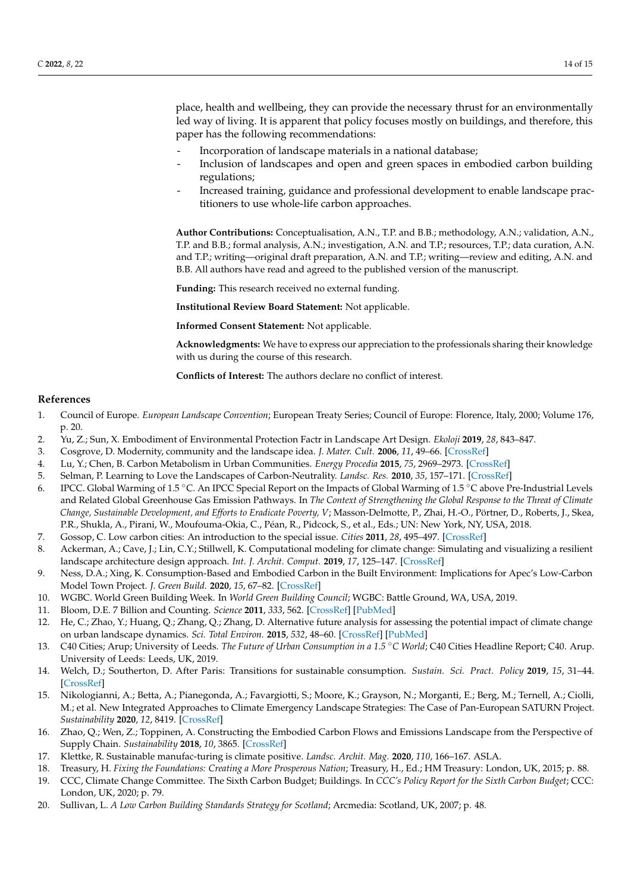place, health and wellbeing, they can provide the necessary thrust for an environmentally led way of living. It is apparent that policy focuses mostly on buildings, and therefore, this paper has the following recommendations:

- Incorporation of landscape materials in a national database;
- Inclusion of landscapes and open and green spaces in embodied carbon building regulations;
- Increased training, guidance and professional development to enable landscape practitioners to use whole-life carbon approaches.

**Author Contributions:** Conceptualisation, A.N., T.P. and B.B.; methodology, A.N.; validation, A.N., T.P. and B.B.; formal analysis, A.N.; investigation, A.N. and T.P.; resources, T.P.; data curation, A.N. and T.P.; writing—original draft preparation, A.N. and T.P.; writing—review and editing, A.N. and B.B. All authors have read and agreed to the published version of the manuscript.

**Funding:** This research received no external funding.

**Institutional Review Board Statement:** Not applicable.

**Informed Consent Statement:** Not applicable.

**Acknowledgments:** We have to express our appreciation to the professionals sharing their knowledge with us during the course of this research.

**Conflicts of Interest:** The authors declare no conflict of interest.

## References

1. Council of Europe. *European Landscape Convention*; European Treaty Series; Council of Europe: Florence, Italy, 2000; Volume 176, p. 20.
2. Yu, Z.; Sun, X. Embodiment of Environmental Protection Factr in Landscape Art Design. *Ekoloji* **2019**, *28*, 843–847.
3. Cosgrove, D. Modernity, community and the landscape idea. *J. Mater. Cult.* **2006**, *11*, 49–66. [CrossRef]
4. Lu, Y.; Chen, B. Carbon Metabolism in Urban Communities. *Energy Procedia* **2015**, *75*, 2969–2973. [CrossRef]
5. Selman, P. Learning to Love the Landscapes of Carbon-Neutrality. *Landsc. Res.* **2010**, *35*, 157–171. [CrossRef]
6. IPCC. Global Warming of 1.5 °C. An IPCC Special Report on the Impacts of Global Warming of 1.5 °C above Pre-Industrial Levels and Related Global Greenhouse Gas Emission Pathways. In *The Context of Strengthening the Global Response to the Threat of Climate Change, Sustainable Development, and Efforts to Eradicate Poverty, V*; Masson-Delmotte, P., Zhai, H.-O., Pörtner, D., Roberts, J., Skea, P.R., Shukla, A., Pirani, W., Moufouma-Okia, C., Péan, R., Pidcock, S., et al., Eds.; UN: New York, NY, USA, 2018.
7. Gossop, C. Low carbon cities: An introduction to the special issue. *Cities* **2011**, *28*, 495–497. [CrossRef]
8. Ackerman, A.; Cave, J.; Lin, C.Y.; Stillwell, K. Computational modeling for climate change: Simulating and visualizing a resilient landscape architecture design approach. *Int. J. Archit. Comput.* **2019**, *17*, 125–147. [CrossRef]
9. Ness, D.A.; Xing, K. Consumption-Based and Embodied Carbon in the Built Environment: Implications for Apec's Low-Carbon Model Town Project. *J. Green Build.* **2020**, *15*, 67–82. [CrossRef]
10. WGBC. World Green Building Week. In *World Green Building Council*; WGBC: Battle Ground, WA, USA, 2019.
11. Bloom, D.E. 7 Billion and Counting. *Science* **2011**, *333*, 562. [CrossRef] [PubMed]
12. He, C.; Zhao, Y.; Huang, Q.; Zhang, Q.; Zhang, D. Alternative future analysis for assessing the potential impact of climate change on urban landscape dynamics. *Sci. Total Environ.* **2015**, *532*, 48–60. [CrossRef] [PubMed]
13. C40 Cities; Arup; University of Leeds. *The Future of Urban Consumption in a 1.5 °C World*; C40 Cities Headline Report; C40. Arup. University of Leeds: Leeds, UK, 2019.
14. Welch, D.; Southerton, D. After Paris: Transitions for sustainable consumption. *Sustain. Sci. Pract. Policy* **2019**, *15*, 31–44. [CrossRef]
15. Nikologianni, A.; Betta, A.; Pianegonda, A.; Favargiotti, S.; Moore, K.; Grayson, N.; Morganti, E.; Berg, M.; Ternell, A.; Ciolli, M.; et al. New Integrated Approaches to Climate Emergency Landscape Strategies: The Case of Pan-European SATURN Project. *Sustainability* **2020**, *12*, 8419. [CrossRef]
16. Zhao, Q.; Wen, Z.; Toppinen, A. Constructing the Embodied Carbon Flows and Emissions Landscape from the Perspective of Supply Chain. *Sustainability* **2018**, *10*, 3865. [CrossRef]
17. Klettke, R. Sustainable manufac-turing is climate positive. *Landsc. Archit. Mag.* **2020**, *110*, 166–167. ASLA.
18. Treasury, H. *Fixing the Foundations: Creating a More Prosperous Nation*; Treasury, H., Ed.; HM Treasury: London, UK, 2015; p. 88.
19. CCC, Climate Change Committee. The Sixth Carbon Budget; Buildings. In *CCC's Policy Report for the Sixth Carbon Budget*; CCC: London, UK, 2020; p. 79.
20. Sullivan, L. *A Low Carbon Building Standards Strategy for Scotland*; Arcmedia: Scotland, UK, 2007; p. 48.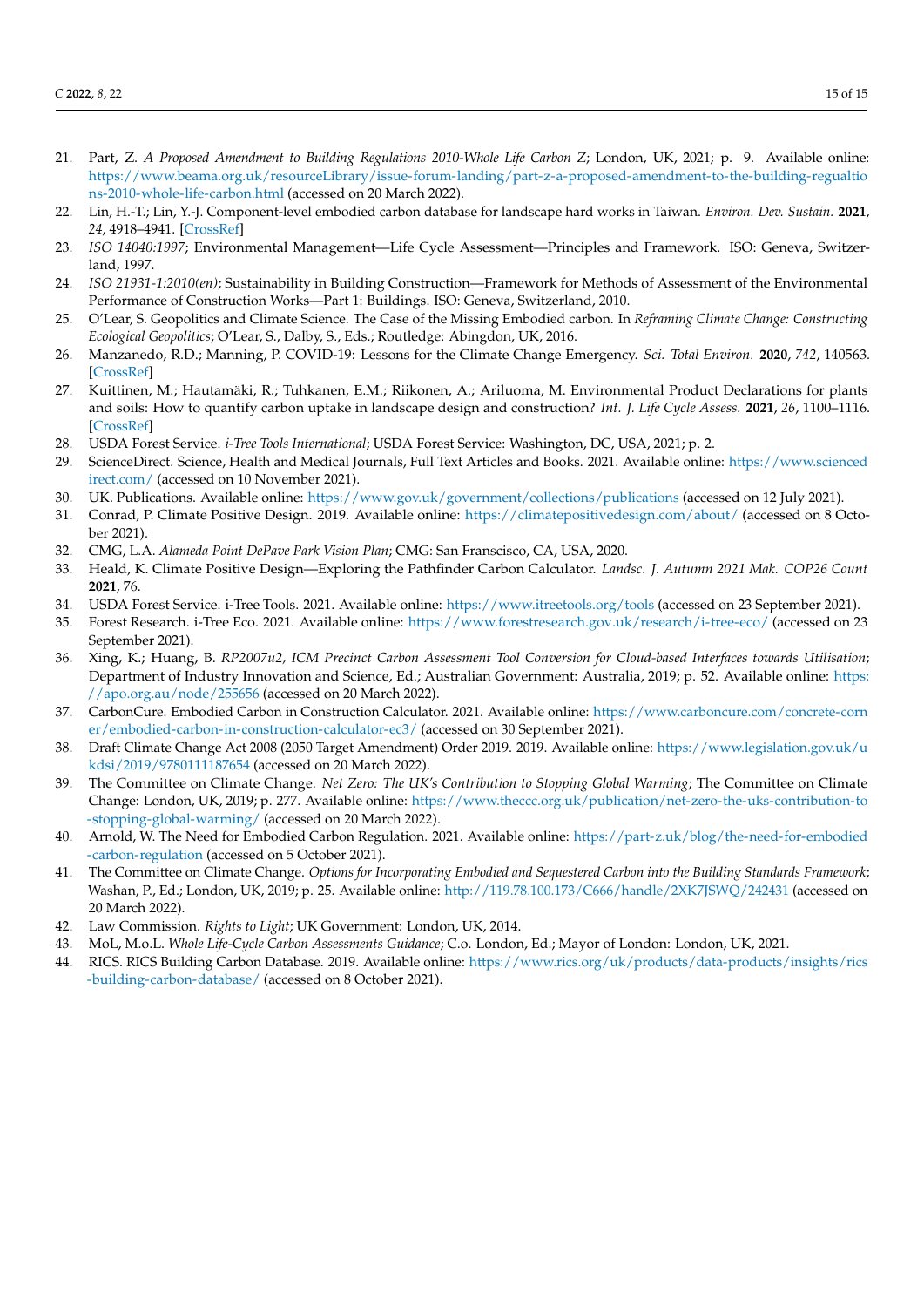21. Part, Z. *A Proposed Amendment to Building Regulations 2010-Whole Life Carbon Z*; London, UK, 2021; p. 9. Available online: https://www.beama.org.uk/resourceLibrary/issue-forum-landing/part-z-a-proposed-amendment-to-the-building-regualtions-2010-whole-life-carbon.html (accessed on 20 March 2022).
22. Lin, H.-T.; Lin, Y.-J. Component-level embodied carbon database for landscape hard works in Taiwan. *Environ. Dev. Sustain.* **2021**, *24*, 4918–4941. [CrossRef]
23. *ISO 14040:1997*; Environmental Management—Life Cycle Assessment—Principles and Framework. ISO: Geneva, Switzerland, 1997.
24. *ISO 21931-1:2010(en)*; Sustainability in Building Construction—Framework for Methods of Assessment of the Environmental Performance of Construction Works—Part 1: Buildings. ISO: Geneva, Switzerland, 2010.
25. O'Lear, S. Geopolitics and Climate Science. The Case of the Missing Embodied carbon. In *Reframing Climate Change: Constructing Ecological Geopolitics*; O'Lear, S., Dalby, S., Eds.; Routledge: Abingdon, UK, 2016.
26. Manzanedo, R.D.; Manning, P. COVID-19: Lessons for the Climate Change Emergency. *Sci. Total Environ.* **2020**, *742*, 140563. [CrossRef]
27. Kuittinen, M.; Hautamäki, R.; Tuhkanen, E.M.; Riikonen, A.; Ariluoma, M. Environmental Product Declarations for plants and soils: How to quantify carbon uptake in landscape design and construction? *Int. J. Life Cycle Assess.* **2021**, *26*, 1100–1116. [CrossRef]
28. USDA Forest Service. *i-Tree Tools International*; USDA Forest Service: Washington, DC, USA, 2021; p. 2.
29. ScienceDirect. Science, Health and Medical Journals, Full Text Articles and Books. 2021. Available online: https://www.sciencedirect.com/ (accessed on 10 November 2021).
30. UK. Publications. Available online: https://www.gov.uk/government/collections/publications (accessed on 12 July 2021).
31. Conrad, P. Climate Positive Design. 2019. Available online: https://climatepositivedesign.com/about/ (accessed on 8 October 2021).
32. CMG, L.A. *Alameda Point DePave Park Vision Plan*; CMG: San Franscisco, CA, USA, 2020.
33. Heald, K. Climate Positive Design—Exploring the Pathfinder Carbon Calculator. *Landsc. J. Autumn 2021 Mak. COP26 Count* **2021**, 76.
34. USDA Forest Service. i-Tree Tools. 2021. Available online: https://www.itreetools.org/tools (accessed on 23 September 2021).
35. Forest Research. i-Tree Eco. 2021. Available online: https://www.forestresearch.gov.uk/research/i-tree-eco/ (accessed on 23 September 2021).
36. Xing, K.; Huang, B. *RP2007u2, ICM Precinct Carbon Assessment Tool Conversion for Cloud-based Interfaces towards Utilisation*; Department of Industry Innovation and Science, Ed.; Australian Government: Australia, 2019; p. 52. Available online: https://apo.org.au/node/255656 (accessed on 20 March 2022).
37. CarbonCure. Embodied Carbon in Construction Calculator. 2021. Available online: https://www.carboncure.com/concrete-corner/embodied-carbon-in-construction-calculator-ec3/ (accessed on 30 September 2021).
38. Draft Climate Change Act 2008 (2050 Target Amendment) Order 2019. 2019. Available online: https://www.legislation.gov.uk/ukdsi/2019/9780111187654 (accessed on 20 March 2022).
39. The Committee on Climate Change. *Net Zero: The UK's Contribution to Stopping Global Warming*; The Committee on Climate Change: London, UK, 2019; p. 277. Available online: https://www.theccc.org.uk/publication/net-zero-the-uks-contribution-to-stopping-global-warming/ (accessed on 20 March 2022).
40. Arnold, W. The Need for Embodied Carbon Regulation. 2021. Available online: https://part-z.uk/blog/the-need-for-embodied-carbon-regulation (accessed on 5 October 2021).
41. The Committee on Climate Change. *Options for Incorporating Embodied and Sequestered Carbon into the Building Standards Framework*; Washan, P., Ed.; London, UK, 2019; p. 25. Available online: http://119.78.100.173/C666/handle/2XK7JSWQ/242431 (accessed on 20 March 2022).
42. Law Commission. *Rights to Light*; UK Government: London, UK, 2014.
43. MoL, M.o.L. *Whole Life-Cycle Carbon Assessments Guidance*; C.o. London, Ed.; Mayor of London: London, UK, 2021.
44. RICS. RICS Building Carbon Database. 2019. Available online: https://www.rics.org/uk/products/data-products/insights/rics-building-carbon-database/ (accessed on 8 October 2021).